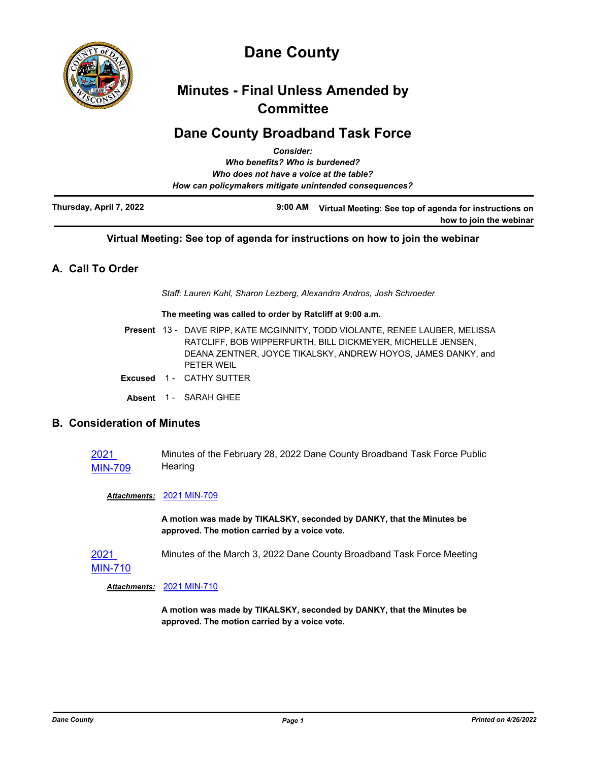# Dane County

## Minutes - Final Unless Amended by Committee

## Dane County Broadband Task Force

*Consider:*
*Who benefits? Who is burdened?*
*Who does not have a voice at the table?*
*How can policymakers mitigate unintended consequences?*

**Thursday, April 7, 2022** **9:00 AM** **Virtual Meeting: See top of agenda for instructions on how to join the webinar**

**Virtual Meeting: See top of agenda for instructions on how to join the webinar**

## A. Call To Order

*Staff: Lauren Kuhl, Sharon Lezberg, Alexandra Andros, Josh Schroeder*

**The meeting was called to order by Ratcliff at 9:00 a.m.**

**Present** 13 - DAVE RIPP, KATE MCGINNITY, TODD VIOLANTE, RENEE LAUBER, MELISSA RATCLIFF, BOB WIPPERFURTH, BILL DICKMEYER, MICHELLE JENSEN, DEANA ZENTNER, JOYCE TIKALSKY, ANDREW HOYOS, JAMES DANKY, and PETER WEIL

**Excused** 1 - CATHY SUTTER

**Absent** 1 - SARAH GHEE

## B. Consideration of Minutes

2021 MIN-709 Minutes of the February 28, 2022 Dane County Broadband Task Force Public Hearing

***Attachments:*** 2021 MIN-709

**A motion was made by TIKALSKY, seconded by DANKY, that the Minutes be approved. The motion carried by a voice vote.**

2021 MIN-710 Minutes of the March 3, 2022 Dane County Broadband Task Force Meeting

***Attachments:*** 2021 MIN-710

**A motion was made by TIKALSKY, seconded by DANKY, that the Minutes be approved. The motion carried by a voice vote.**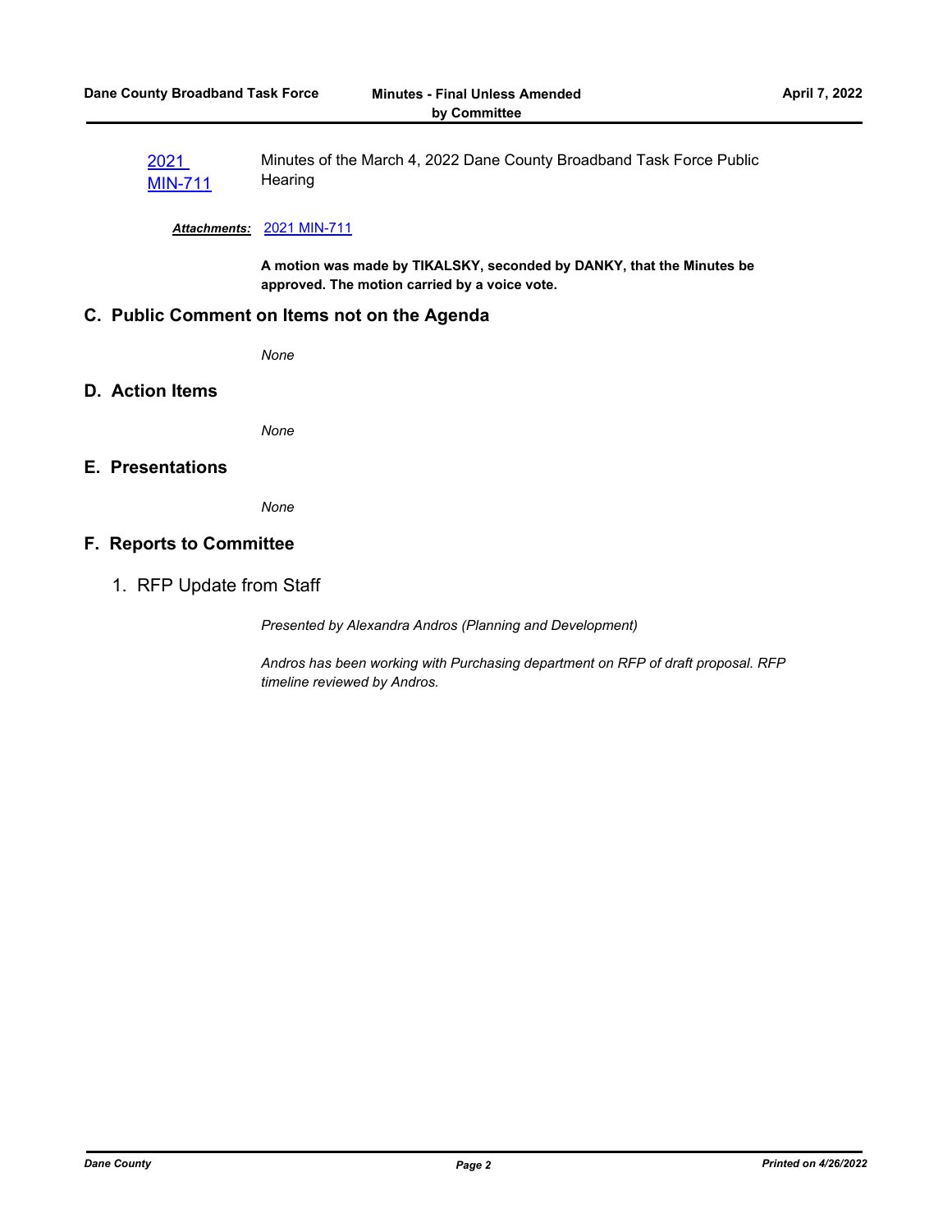2021 MIN-711 — Minutes of the March 4, 2022 Dane County Broadband Task Force Public Hearing

***Attachments:*** 2021 MIN-711

**A motion was made by TIKALSKY, seconded by DANKY, that the Minutes be approved. The motion carried by a voice vote.**

## C. Public Comment on Items not on the Agenda

*None*

## D. Action Items

*None*

## E. Presentations

*None*

## F. Reports to Committee

1. RFP Update from Staff

*Presented by Alexandra Andros (Planning and Development)*

*Andros has been working with Purchasing department on RFP of draft proposal. RFP timeline reviewed by Andros.*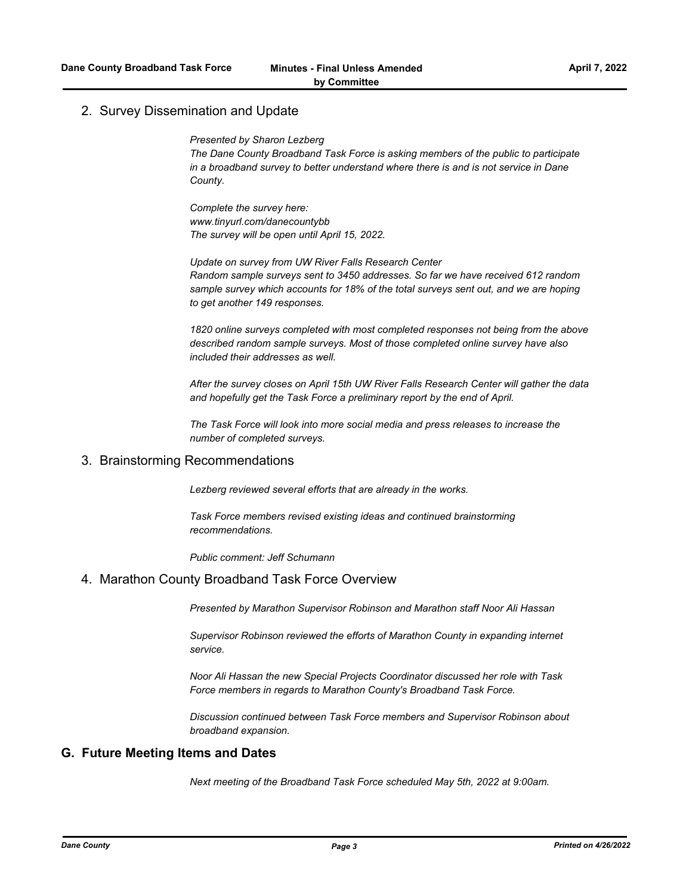### 2. Survey Dissemination and Update

*Presented by Sharon Lezberg*
*The Dane County Broadband Task Force is asking members of the public to participate in a broadband survey to better understand where there is and is not service in Dane County.*

*Complete the survey here:*
*www.tinyurl.com/danecountybb*
*The survey will be open until April 15, 2022.*

*Update on survey from UW River Falls Research Center*
*Random sample surveys sent to 3450 addresses. So far we have received 612 random sample survey which accounts for 18% of the total surveys sent out, and we are hoping to get another 149 responses.*

*1820 online surveys completed with most completed responses not being from the above described random sample surveys. Most of those completed online survey have also included their addresses as well.*

*After the survey closes on April 15th UW River Falls Research Center will gather the data and hopefully get the Task Force a preliminary report by the end of April.*

*The Task Force will look into more social media and press releases to increase the number of completed surveys.*

### 3. Brainstorming Recommendations

*Lezberg reviewed several efforts that are already in the works.*

*Task Force members revised existing ideas and continued brainstorming recommendations.*

*Public comment: Jeff Schumann*

### 4. Marathon County Broadband Task Force Overview

*Presented by Marathon Supervisor Robinson and Marathon staff Noor Ali Hassan*

*Supervisor Robinson reviewed the efforts of Marathon County in expanding internet service.*

*Noor Ali Hassan the new Special Projects Coordinator discussed her role with Task Force members in regards to Marathon County's Broadband Task Force.*

*Discussion continued between Task Force members and Supervisor Robinson about broadband expansion.*

## G. Future Meeting Items and Dates

*Next meeting of the Broadband Task Force scheduled May 5th, 2022 at 9:00am.*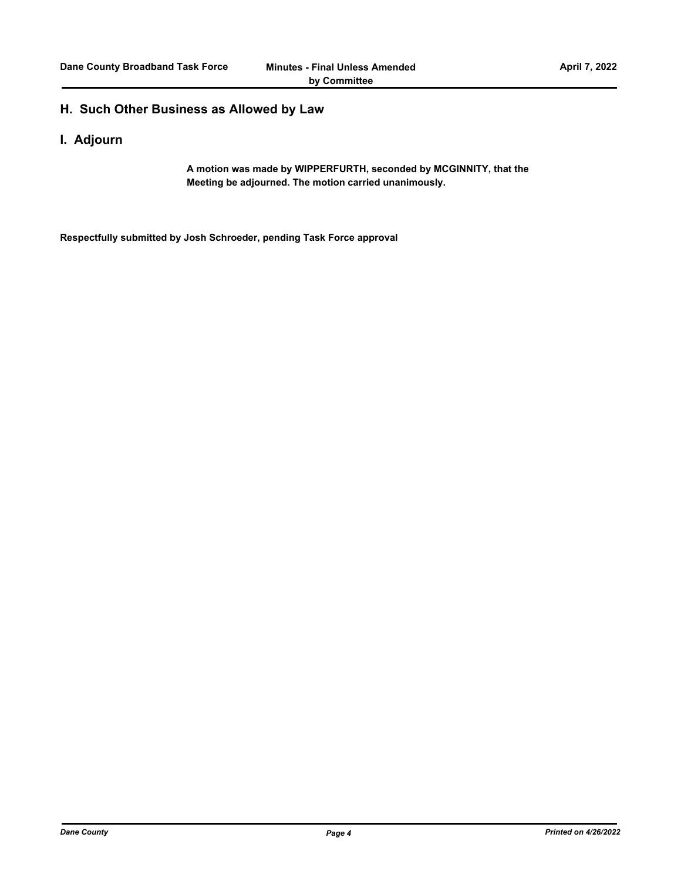## H. Such Other Business as Allowed by Law

## I. Adjourn

**A motion was made by WIPPERFURTH, seconded by MCGINNITY, that the Meeting be adjourned. The motion carried unanimously.**

**Respectfully submitted by Josh Schroeder, pending Task Force approval**